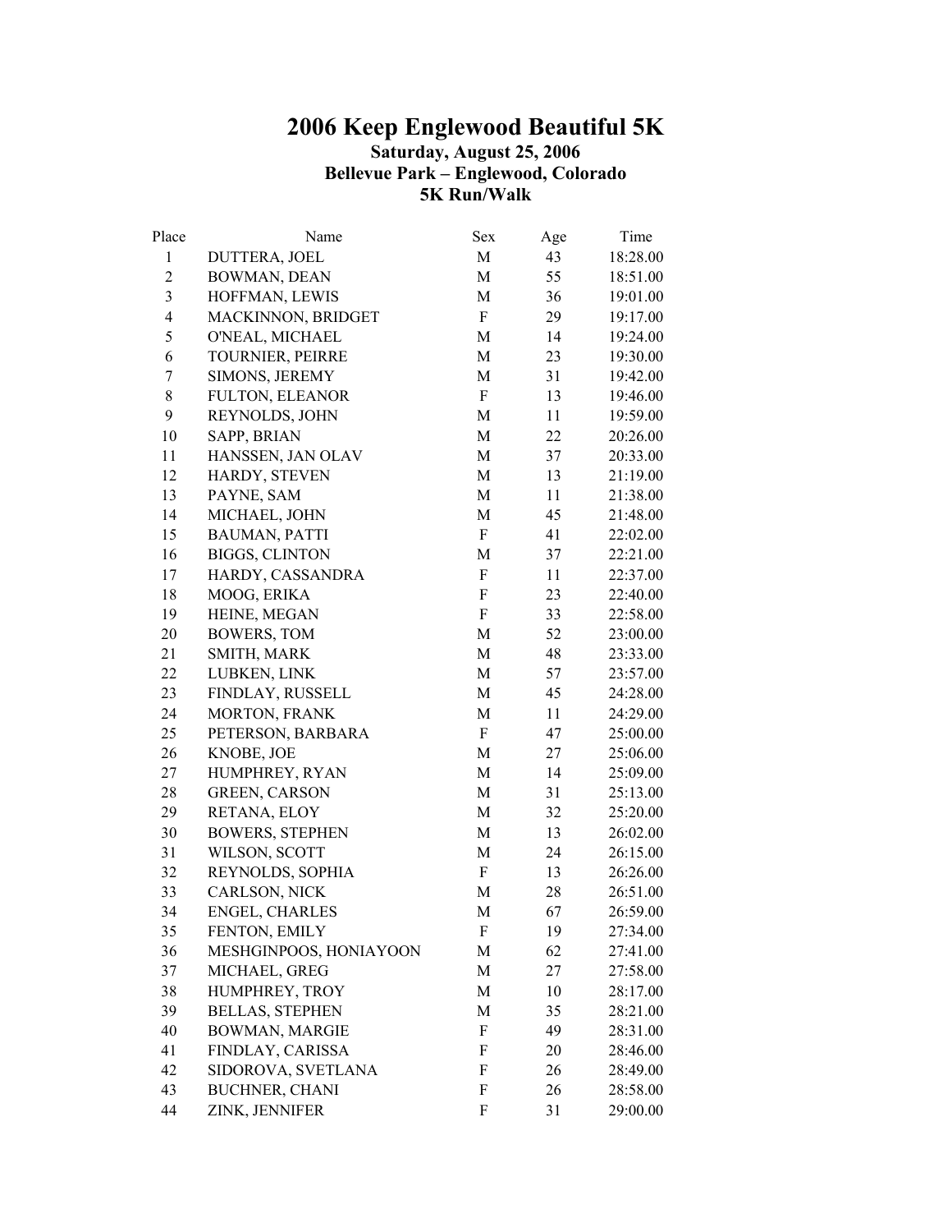# 2006 Keep Englewood Beautiful 5K

### Saturday, August 25, 2006
### Bellevue Park – Englewood, Colorado
### 5K Run/Walk

| Place | Name | Sex | Age | Time |
|---|---|---|---|---|
| 1 | DUTTERA, JOEL | M | 43 | 18:28.00 |
| 2 | BOWMAN, DEAN | M | 55 | 18:51.00 |
| 3 | HOFFMAN, LEWIS | M | 36 | 19:01.00 |
| 4 | MACKINNON, BRIDGET | F | 29 | 19:17.00 |
| 5 | O'NEAL, MICHAEL | M | 14 | 19:24.00 |
| 6 | TOURNIER, PEIRRE | M | 23 | 19:30.00 |
| 7 | SIMONS, JEREMY | M | 31 | 19:42.00 |
| 8 | FULTON, ELEANOR | F | 13 | 19:46.00 |
| 9 | REYNOLDS, JOHN | M | 11 | 19:59.00 |
| 10 | SAPP, BRIAN | M | 22 | 20:26.00 |
| 11 | HANSSEN, JAN OLAV | M | 37 | 20:33.00 |
| 12 | HARDY, STEVEN | M | 13 | 21:19.00 |
| 13 | PAYNE, SAM | M | 11 | 21:38.00 |
| 14 | MICHAEL, JOHN | M | 45 | 21:48.00 |
| 15 | BAUMAN, PATTI | F | 41 | 22:02.00 |
| 16 | BIGGS, CLINTON | M | 37 | 22:21.00 |
| 17 | HARDY, CASSANDRA | F | 11 | 22:37.00 |
| 18 | MOOG, ERIKA | F | 23 | 22:40.00 |
| 19 | HEINE, MEGAN | F | 33 | 22:58.00 |
| 20 | BOWERS, TOM | M | 52 | 23:00.00 |
| 21 | SMITH, MARK | M | 48 | 23:33.00 |
| 22 | LUBKEN, LINK | M | 57 | 23:57.00 |
| 23 | FINDLAY, RUSSELL | M | 45 | 24:28.00 |
| 24 | MORTON, FRANK | M | 11 | 24:29.00 |
| 25 | PETERSON, BARBARA | F | 47 | 25:00.00 |
| 26 | KNOBE, JOE | M | 27 | 25:06.00 |
| 27 | HUMPHREY, RYAN | M | 14 | 25:09.00 |
| 28 | GREEN, CARSON | M | 31 | 25:13.00 |
| 29 | RETANA, ELOY | M | 32 | 25:20.00 |
| 30 | BOWERS, STEPHEN | M | 13 | 26:02.00 |
| 31 | WILSON, SCOTT | M | 24 | 26:15.00 |
| 32 | REYNOLDS, SOPHIA | F | 13 | 26:26.00 |
| 33 | CARLSON, NICK | M | 28 | 26:51.00 |
| 34 | ENGEL, CHARLES | M | 67 | 26:59.00 |
| 35 | FENTON, EMILY | F | 19 | 27:34.00 |
| 36 | MESHGINPOOS, HONIAYOON | M | 62 | 27:41.00 |
| 37 | MICHAEL, GREG | M | 27 | 27:58.00 |
| 38 | HUMPHREY, TROY | M | 10 | 28:17.00 |
| 39 | BELLAS, STEPHEN | M | 35 | 28:21.00 |
| 40 | BOWMAN, MARGIE | F | 49 | 28:31.00 |
| 41 | FINDLAY, CARISSA | F | 20 | 28:46.00 |
| 42 | SIDOROVA, SVETLANA | F | 26 | 28:49.00 |
| 43 | BUCHNER, CHANI | F | 26 | 28:58.00 |
| 44 | ZINK, JENNIFER | F | 31 | 29:00.00 |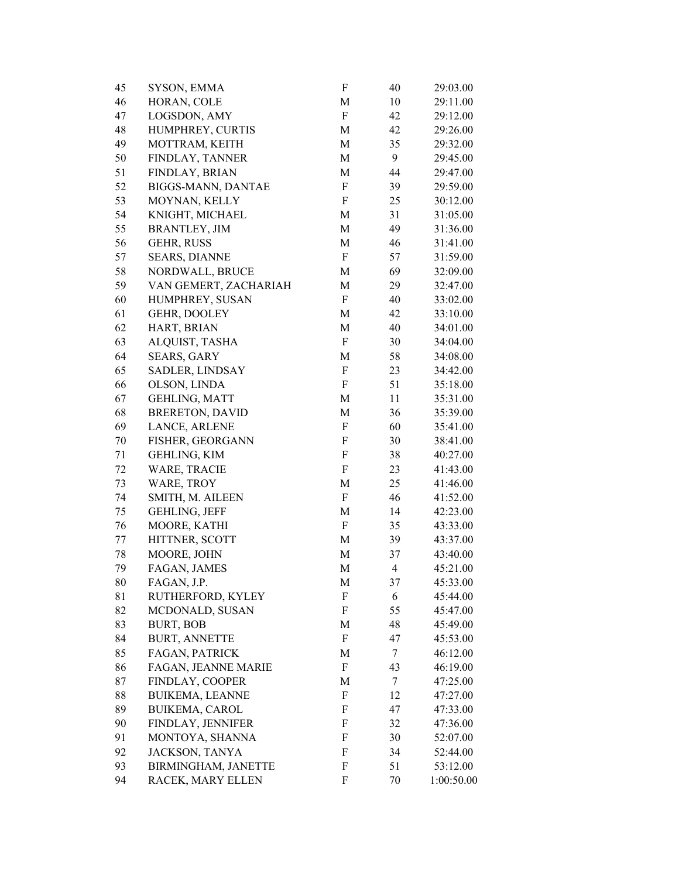| | | | | |
|---|---|---|---|---|
| 45 | SYSON, EMMA | F | 40 | 29:03.00 |
| 46 | HORAN, COLE | M | 10 | 29:11.00 |
| 47 | LOGSDON, AMY | F | 42 | 29:12.00 |
| 48 | HUMPHREY, CURTIS | M | 42 | 29:26.00 |
| 49 | MOTTRAM, KEITH | M | 35 | 29:32.00 |
| 50 | FINDLAY, TANNER | M | 9 | 29:45.00 |
| 51 | FINDLAY, BRIAN | M | 44 | 29:47.00 |
| 52 | BIGGS-MANN, DANTAE | F | 39 | 29:59.00 |
| 53 | MOYNAN, KELLY | F | 25 | 30:12.00 |
| 54 | KNIGHT, MICHAEL | M | 31 | 31:05.00 |
| 55 | BRANTLEY, JIM | M | 49 | 31:36.00 |
| 56 | GEHR, RUSS | M | 46 | 31:41.00 |
| 57 | SEARS, DIANNE | F | 57 | 31:59.00 |
| 58 | NORDWALL, BRUCE | M | 69 | 32:09.00 |
| 59 | VAN GEMERT, ZACHARIAH | M | 29 | 32:47.00 |
| 60 | HUMPHREY, SUSAN | F | 40 | 33:02.00 |
| 61 | GEHR, DOOLEY | M | 42 | 33:10.00 |
| 62 | HART, BRIAN | M | 40 | 34:01.00 |
| 63 | ALQUIST, TASHA | F | 30 | 34:04.00 |
| 64 | SEARS, GARY | M | 58 | 34:08.00 |
| 65 | SADLER, LINDSAY | F | 23 | 34:42.00 |
| 66 | OLSON, LINDA | F | 51 | 35:18.00 |
| 67 | GEHLING, MATT | M | 11 | 35:31.00 |
| 68 | BRERETON, DAVID | M | 36 | 35:39.00 |
| 69 | LANCE, ARLENE | F | 60 | 35:41.00 |
| 70 | FISHER, GEORGANN | F | 30 | 38:41.00 |
| 71 | GEHLING, KIM | F | 38 | 40:27.00 |
| 72 | WARE, TRACIE | F | 23 | 41:43.00 |
| 73 | WARE, TROY | M | 25 | 41:46.00 |
| 74 | SMITH, M. AILEEN | F | 46 | 41:52.00 |
| 75 | GEHLING, JEFF | M | 14 | 42:23.00 |
| 76 | MOORE, KATHI | F | 35 | 43:33.00 |
| 77 | HITTNER, SCOTT | M | 39 | 43:37.00 |
| 78 | MOORE, JOHN | M | 37 | 43:40.00 |
| 79 | FAGAN, JAMES | M | 4 | 45:21.00 |
| 80 | FAGAN, J.P. | M | 37 | 45:33.00 |
| 81 | RUTHERFORD, KYLEY | F | 6 | 45:44.00 |
| 82 | MCDONALD, SUSAN | F | 55 | 45:47.00 |
| 83 | BURT, BOB | M | 48 | 45:49.00 |
| 84 | BURT, ANNETTE | F | 47 | 45:53.00 |
| 85 | FAGAN, PATRICK | M | 7 | 46:12.00 |
| 86 | FAGAN, JEANNE MARIE | F | 43 | 46:19.00 |
| 87 | FINDLAY, COOPER | M | 7 | 47:25.00 |
| 88 | BUIKEMA, LEANNE | F | 12 | 47:27.00 |
| 89 | BUIKEMA, CAROL | F | 47 | 47:33.00 |
| 90 | FINDLAY, JENNIFER | F | 32 | 47:36.00 |
| 91 | MONTOYA, SHANNA | F | 30 | 52:07.00 |
| 92 | JACKSON, TANYA | F | 34 | 52:44.00 |
| 93 | BIRMINGHAM, JANETTE | F | 51 | 53:12.00 |
| 94 | RACEK, MARY ELLEN | F | 70 | 1:00:50.00 |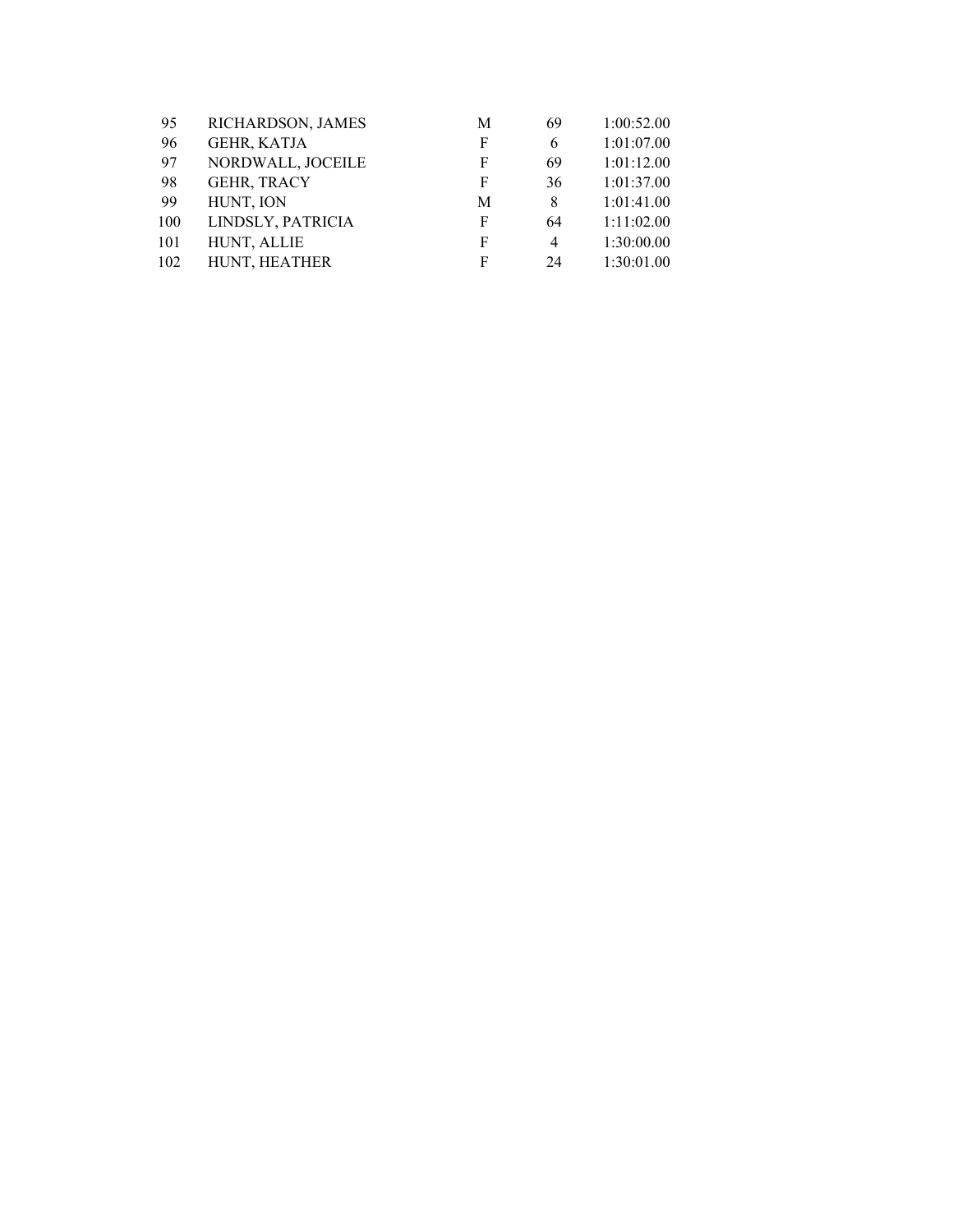| | | | | |
|---|---|---|---|---|
| 95 | RICHARDSON, JAMES | M | 69 | 1:00:52.00 |
| 96 | GEHR, KATJA | F | 6 | 1:01:07.00 |
| 97 | NORDWALL, JOCEILE | F | 69 | 1:01:12.00 |
| 98 | GEHR, TRACY | F | 36 | 1:01:37.00 |
| 99 | HUNT, ION | M | 8 | 1:01:41.00 |
| 100 | LINDSLY, PATRICIA | F | 64 | 1:11:02.00 |
| 101 | HUNT, ALLIE | F | 4 | 1:30:00.00 |
| 102 | HUNT, HEATHER | F | 24 | 1:30:01.00 |